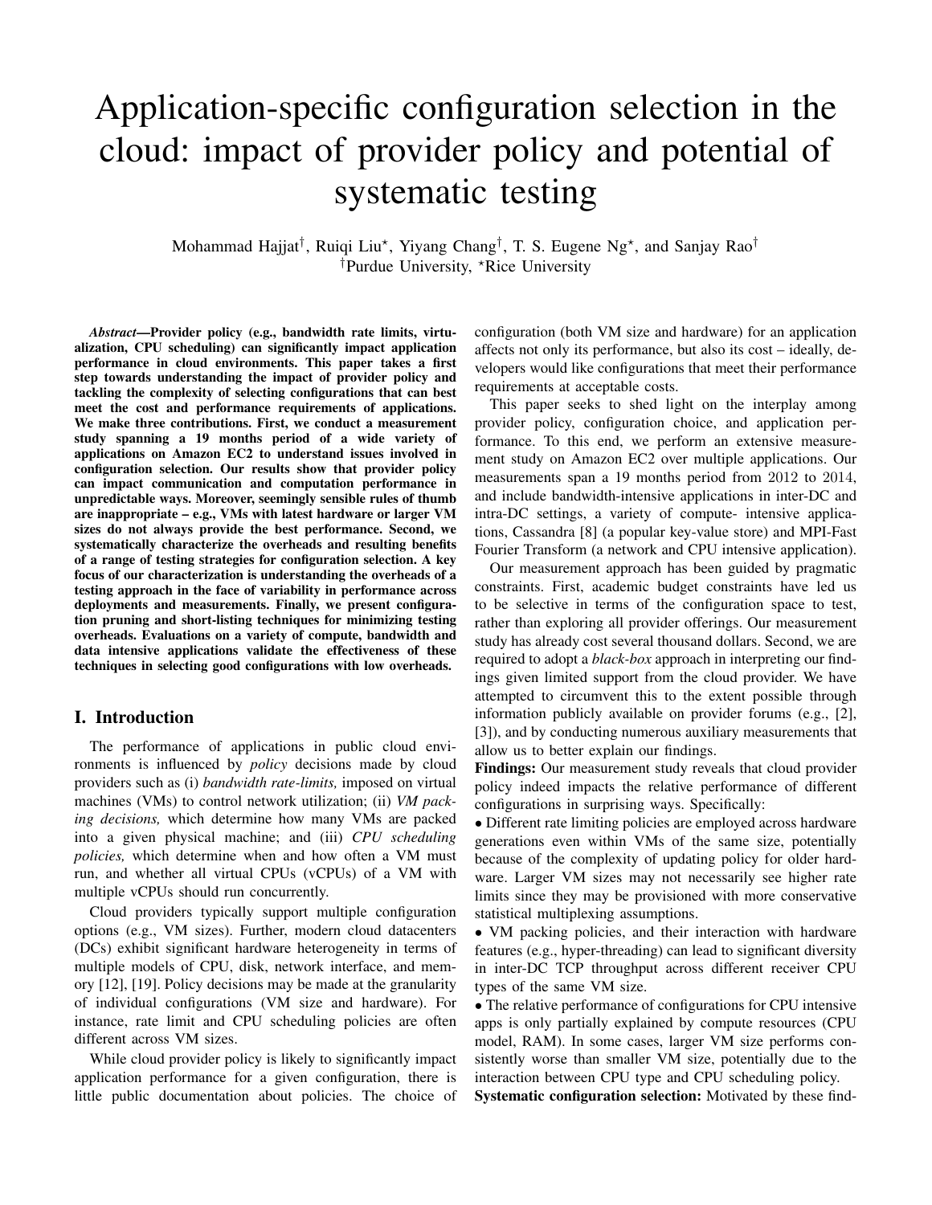# Application-specific configuration selection in the cloud: impact of provider policy and potential of systematic testing

Mohammad Hajjat[†], Ruiqi Liu[⋆], Yiyang Chang[†], T. S. Eugene Ng[⋆], and Sanjay Rao[†]
[†]Purdue University, [⋆]Rice University

***Abstract*—Provider policy (e.g., bandwidth rate limits, virtualization, CPU scheduling) can significantly impact application performance in cloud environments. This paper takes a first step towards understanding the impact of provider policy and tackling the complexity of selecting configurations that can best meet the cost and performance requirements of applications. We make three contributions. First, we conduct a measurement study spanning a 19 months period of a wide variety of applications on Amazon EC2 to understand issues involved in configuration selection. Our results show that provider policy can impact communication and computation performance in unpredictable ways. Moreover, seemingly sensible rules of thumb are inappropriate – e.g., VMs with latest hardware or larger VM sizes do not always provide the best performance. Second, we systematically characterize the overheads and resulting benefits of a range of testing strategies for configuration selection. A key focus of our characterization is understanding the overheads of a testing approach in the face of variability in performance across deployments and measurements. Finally, we present configuration pruning and short-listing techniques for minimizing testing overheads. Evaluations on a variety of compute, bandwidth and data intensive applications validate the effectiveness of these techniques in selecting good configurations with low overheads.**

## I. Introduction

The performance of applications in public cloud environments is influenced by *policy* decisions made by cloud providers such as (i) *bandwidth rate-limits,* imposed on virtual machines (VMs) to control network utilization; (ii) *VM packing decisions,* which determine how many VMs are packed into a given physical machine; and (iii) *CPU scheduling policies,* which determine when and how often a VM must run, and whether all virtual CPUs (vCPUs) of a VM with multiple vCPUs should run concurrently.

Cloud providers typically support multiple configuration options (e.g., VM sizes). Further, modern cloud datacenters (DCs) exhibit significant hardware heterogeneity in terms of multiple models of CPU, disk, network interface, and memory [12], [19]. Policy decisions may be made at the granularity of individual configurations (VM size and hardware). For instance, rate limit and CPU scheduling policies are often different across VM sizes.

While cloud provider policy is likely to significantly impact application performance for a given configuration, there is little public documentation about policies. The choice of configuration (both VM size and hardware) for an application affects not only its performance, but also its cost – ideally, developers would like configurations that meet their performance requirements at acceptable costs.

This paper seeks to shed light on the interplay among provider policy, configuration choice, and application performance. To this end, we perform an extensive measurement study on Amazon EC2 over multiple applications. Our measurements span a 19 months period from 2012 to 2014, and include bandwidth-intensive applications in inter-DC and intra-DC settings, a variety of compute- intensive applications, Cassandra [8] (a popular key-value store) and MPI-Fast Fourier Transform (a network and CPU intensive application).

Our measurement approach has been guided by pragmatic constraints. First, academic budget constraints have led us to be selective in terms of the configuration space to test, rather than exploring all provider offerings. Our measurement study has already cost several thousand dollars. Second, we are required to adopt a *black-box* approach in interpreting our findings given limited support from the cloud provider. We have attempted to circumvent this to the extent possible through information publicly available on provider forums (e.g., [2], [3]), and by conducting numerous auxiliary measurements that allow us to better explain our findings.

**Findings:** Our measurement study reveals that cloud provider policy indeed impacts the relative performance of different configurations in surprising ways. Specifically:

- Different rate limiting policies are employed across hardware generations even within VMs of the same size, potentially because of the complexity of updating policy for older hardware. Larger VM sizes may not necessarily see higher rate limits since they may be provisioned with more conservative statistical multiplexing assumptions.
- VM packing policies, and their interaction with hardware features (e.g., hyper-threading) can lead to significant diversity in inter-DC TCP throughput across different receiver CPU types of the same VM size.
- The relative performance of configurations for CPU intensive apps is only partially explained by compute resources (CPU model, RAM). In some cases, larger VM size performs consistently worse than smaller VM size, potentially due to the interaction between CPU type and CPU scheduling policy.

**Systematic configuration selection:** Motivated by these find-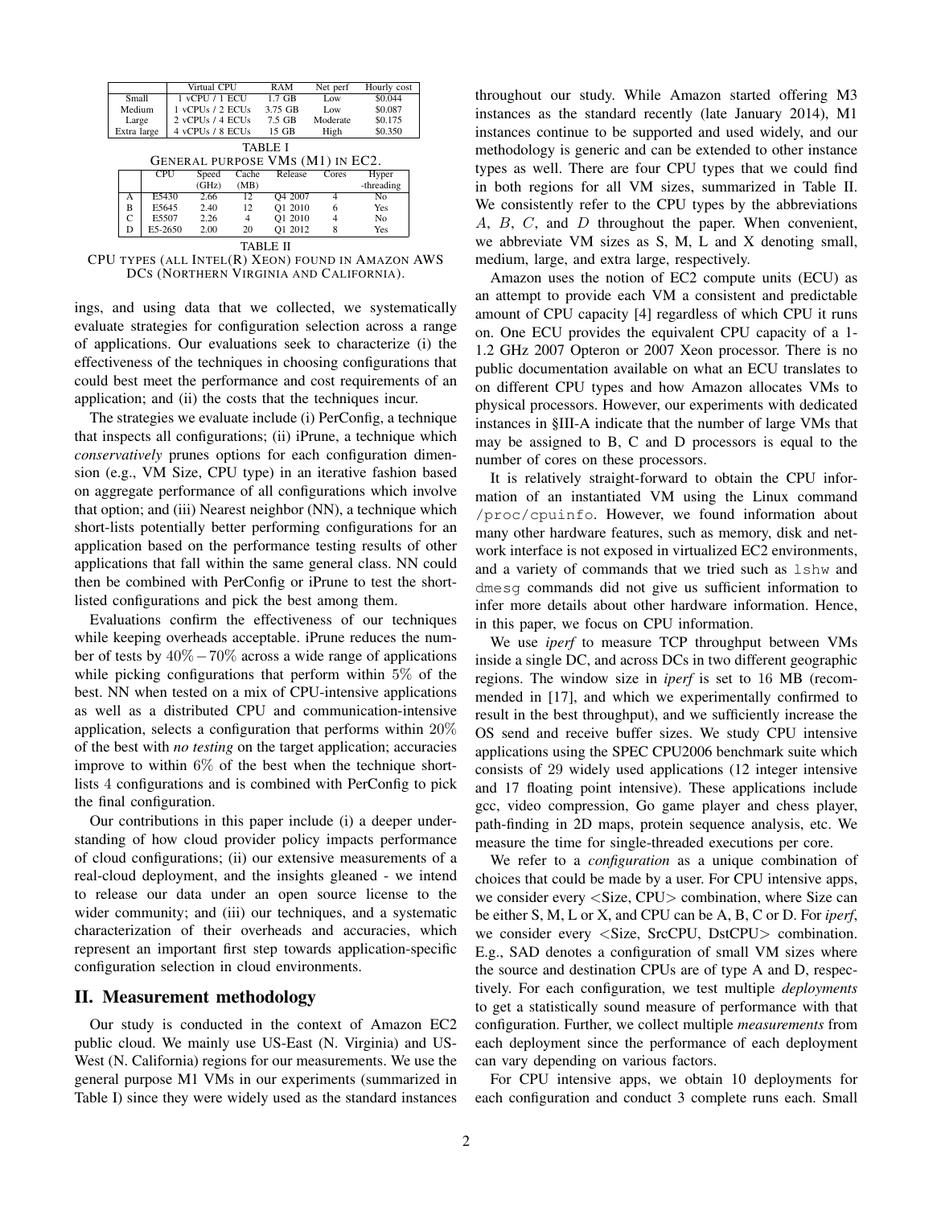|  | Virtual CPU | RAM | Net perf | Hourly cost |
|---|---|---|---|---|
| Small | 1 vCPU / 1 ECU | 1.7 GB | Low | \$0.044 |
| Medium | 1 vCPUs / 2 ECUs | 3.75 GB | Low | \$0.087 |
| Large | 2 vCPUs / 4 ECUs | 7.5 GB | Moderate | \$0.175 |
| Extra large | 4 vCPUs / 8 ECUs | 15 GB | High | \$0.350 |

TABLE I
GENERAL PURPOSE VMS (M1) IN EC2.

|  | CPU | Speed (GHz) | Cache (MB) | Release | Cores | Hyper -threading |
|---|---|---|---|---|---|---|
| A | E5430 | 2.66 | 12 | Q4 2007 | 4 | No |
| B | E5645 | 2.40 | 12 | Q1 2010 | 6 | Yes |
| C | E5507 | 2.26 | 4 | Q1 2010 | 4 | No |
| D | E5-2650 | 2.00 | 20 | Q1 2012 | 8 | Yes |

TABLE II
CPU TYPES (ALL INTEL(R) XEON) FOUND IN AMAZON AWS DCS (NORTHERN VIRGINIA AND CALIFORNIA).

ings, and using data that we collected, we systematically evaluate strategies for configuration selection across a range of applications. Our evaluations seek to characterize (i) the effectiveness of the techniques in choosing configurations that could best meet the performance and cost requirements of an application; and (ii) the costs that the techniques incur.

The strategies we evaluate include (i) PerConfig, a technique that inspects all configurations; (ii) iPrune, a technique which *conservatively* prunes options for each configuration dimension (e.g., VM Size, CPU type) in an iterative fashion based on aggregate performance of all configurations which involve that option; and (iii) Nearest neighbor (NN), a technique which short-lists potentially better performing configurations for an application based on the performance testing results of other applications that fall within the same general class. NN could then be combined with PerConfig or iPrune to test the short-listed configurations and pick the best among them.

Evaluations confirm the effectiveness of our techniques while keeping overheads acceptable. iPrune reduces the number of tests by $40\% - 70\%$ across a wide range of applications while picking configurations that perform within $5\%$ of the best. NN when tested on a mix of CPU-intensive applications as well as a distributed CPU and communication-intensive application, selects a configuration that performs within $20\%$ of the best with *no testing* on the target application; accuracies improve to within $6\%$ of the best when the technique short-lists $4$ configurations and is combined with PerConfig to pick the final configuration.

Our contributions in this paper include (i) a deeper understanding of how cloud provider policy impacts performance of cloud configurations; (ii) our extensive measurements of a real-cloud deployment, and the insights gleaned - we intend to release our data under an open source license to the wider community; and (iii) our techniques, and a systematic characterization of their overheads and accuracies, which represent an important first step towards application-specific configuration selection in cloud environments.

## II. Measurement methodology

Our study is conducted in the context of Amazon EC2 public cloud. We mainly use US-East (N. Virginia) and US-West (N. California) regions for our measurements. We use the general purpose M1 VMs in our experiments (summarized in Table I) since they were widely used as the standard instances throughout our study. While Amazon started offering M3 instances as the standard recently (late January 2014), M1 instances continue to be supported and used widely, and our methodology is generic and can be extended to other instance types as well. There are four CPU types that we could find in both regions for all VM sizes, summarized in Table II. We consistently refer to the CPU types by the abbreviations $A$, $B$, $C$, and $D$ throughout the paper. When convenient, we abbreviate VM sizes as S, M, L and X denoting small, medium, large, and extra large, respectively.

Amazon uses the notion of EC2 compute units (ECU) as an attempt to provide each VM a consistent and predictable amount of CPU capacity [4] regardless of which CPU it runs on. One ECU provides the equivalent CPU capacity of a 1-1.2 GHz 2007 Opteron or 2007 Xeon processor. There is no public documentation available on what an ECU translates to on different CPU types and how Amazon allocates VMs to physical processors. However, our experiments with dedicated instances in §III-A indicate that the number of large VMs that may be assigned to B, C and D processors is equal to the number of cores on these processors.

It is relatively straight-forward to obtain the CPU information of an instantiated VM using the Linux command `/proc/cpuinfo`. However, we found information about many other hardware features, such as memory, disk and network interface is not exposed in virtualized EC2 environments, and a variety of commands that we tried such as `lshw` and `dmesg` commands did not give us sufficient information to infer more details about other hardware information. Hence, in this paper, we focus on CPU information.

We use *iperf* to measure TCP throughput between VMs inside a single DC, and across DCs in two different geographic regions. The window size in *iperf* is set to 16 MB (recommended in [17], and which we experimentally confirmed to result in the best throughput), and we sufficiently increase the OS send and receive buffer sizes. We study CPU intensive applications using the SPEC CPU2006 benchmark suite which consists of 29 widely used applications (12 integer intensive and 17 floating point intensive). These applications include gcc, video compression, Go game player and chess player, path-finding in 2D maps, protein sequence analysis, etc. We measure the time for single-threaded executions per core.

We refer to a *configuration* as a unique combination of choices that could be made by a user. For CPU intensive apps, we consider every <Size, CPU> combination, where Size can be either S, M, L or X, and CPU can be A, B, C or D. For *iperf*, we consider every <Size, SrcCPU, DstCPU> combination. E.g., SAD denotes a configuration of small VM sizes where the source and destination CPUs are of type A and D, respectively. For each configuration, we test multiple *deployments* to get a statistically sound measure of performance with that configuration. Further, we collect multiple *measurements* from each deployment since the performance of each deployment can vary depending on various factors.

For CPU intensive apps, we obtain 10 deployments for each configuration and conduct 3 complete runs each. Small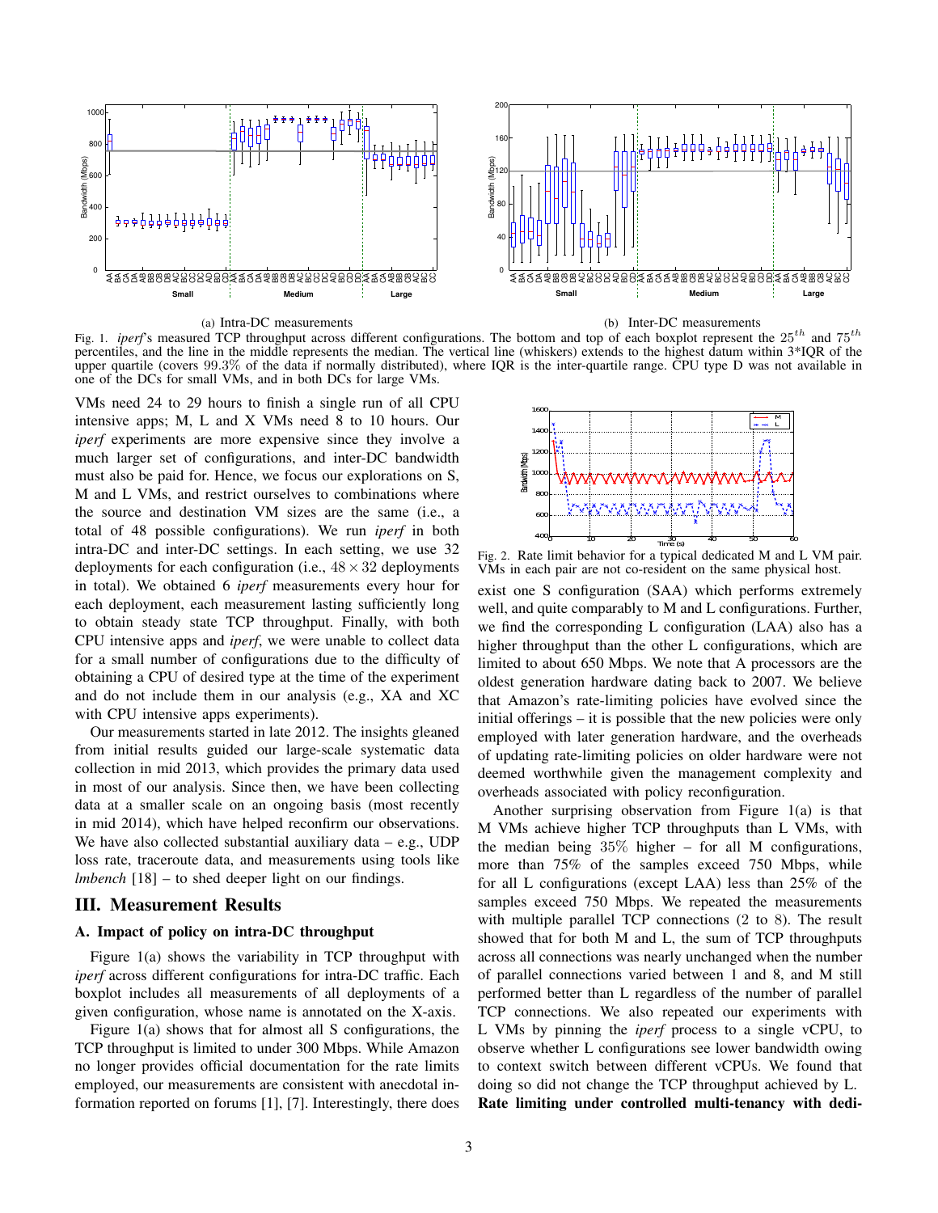(a) Intra-DC measurements

(b) Inter-DC measurements

Fig. 1. *iperf*'s measured TCP throughput across different configurations. The bottom and top of each boxplot represent the $25^{th}$ and $75^{th}$ percentiles, and the line in the middle represents the median. The vertical line (whiskers) extends to the highest datum within 3*IQR of the upper quartile (covers 99.3% of the data if normally distributed), where IQR is the inter-quartile range. CPU type D was not available in one of the DCs for small VMs, and in both DCs for large VMs.

VMs need 24 to 29 hours to finish a single run of all CPU intensive apps; M, L and X VMs need 8 to 10 hours. Our *iperf* experiments are more expensive since they involve a much larger set of configurations, and inter-DC bandwidth must also be paid for. Hence, we focus our explorations on S, M and L VMs, and restrict ourselves to combinations where the source and destination VM sizes are the same (i.e., a total of 48 possible configurations). We run *iperf* in both intra-DC and inter-DC settings. In each setting, we use 32 deployments for each configuration (i.e., $48 \times 32$ deployments in total). We obtained 6 *iperf* measurements every hour for each deployment, each measurement lasting sufficiently long to obtain steady state TCP throughput. Finally, with both CPU intensive apps and *iperf*, we were unable to collect data for a small number of configurations due to the difficulty of obtaining a CPU of desired type at the time of the experiment and do not include them in our analysis (e.g., XA and XC with CPU intensive apps experiments).

Our measurements started in late 2012. The insights gleaned from initial results guided our large-scale systematic data collection in mid 2013, which provides the primary data used in most of our analysis. Since then, we have been collecting data at a smaller scale on an ongoing basis (most recently in mid 2014), which have helped reconfirm our observations. We have also collected substantial auxiliary data – e.g., UDP loss rate, traceroute data, and measurements using tools like *lmbench* [18] – to shed deeper light on our findings.

## III. Measurement Results

### A. Impact of policy on intra-DC throughput

Figure 1(a) shows the variability in TCP throughput with *iperf* across different configurations for intra-DC traffic. Each boxplot includes all measurements of all deployments of a given configuration, whose name is annotated on the X-axis.

Figure 1(a) shows that for almost all S configurations, the TCP throughput is limited to under 300 Mbps. While Amazon no longer provides official documentation for the rate limits employed, our measurements are consistent with anecdotal information reported on forums [1], [7]. Interestingly, there does exist one S configuration (SAA) which performs extremely well, and quite comparably to M and L configurations. Further, we find the corresponding L configuration (LAA) also has a higher throughput than the other L configurations, which are limited to about 650 Mbps. We note that A processors are the oldest generation hardware dating back to 2007. We believe that Amazon's rate-limiting policies have evolved since the initial offerings – it is possible that the new policies were only employed with later generation hardware, and the overheads of updating rate-limiting policies on older hardware were not deemed worthwhile given the management complexity and overheads associated with policy reconfiguration.

Fig. 2. Rate limit behavior for a typical dedicated M and L VM pair. VMs in each pair are not co-resident on the same physical host.

Another surprising observation from Figure 1(a) is that M VMs achieve higher TCP throughputs than L VMs, with the median being 35% higher – for all M configurations, more than 75% of the samples exceed 750 Mbps, while for all L configurations (except LAA) less than 25% of the samples exceed 750 Mbps. We repeated the measurements with multiple parallel TCP connections (2 to 8). The result showed that for both M and L, the sum of TCP throughputs across all connections was nearly unchanged when the number of parallel connections varied between 1 and 8, and M still performed better than L regardless of the number of parallel TCP connections. We also repeated our experiments with L VMs by pinning the *iperf* process to a single vCPU, to observe whether L configurations see lower bandwidth owing to context switch between different vCPUs. We found that doing so did not change the TCP throughput achieved by L.

**Rate limiting under controlled multi-tenancy with dedi-**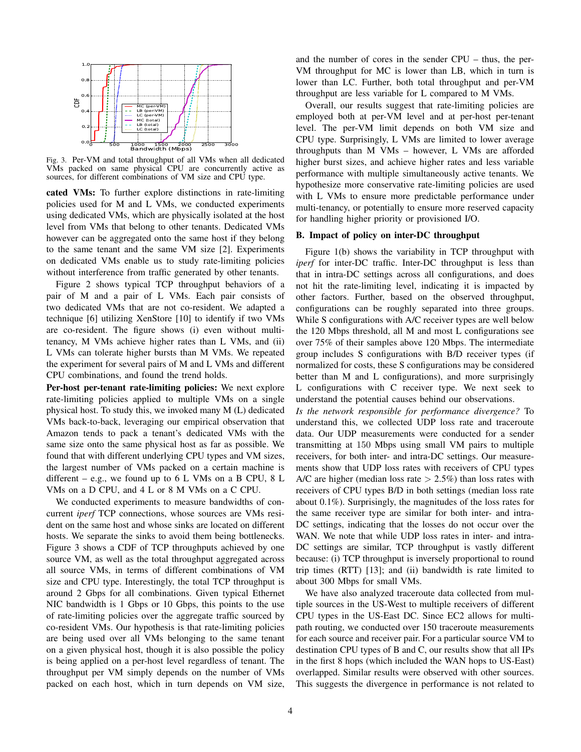Fig. 3. Per-VM and total throughput of all VMs when all dedicated VMs packed on same physical CPU are concurrently active as sources, for different combinations of VM size and CPU type.

**cated VMs:** To further explore distinctions in rate-limiting policies used for M and L VMs, we conducted experiments using dedicated VMs, which are physically isolated at the host level from VMs that belong to other tenants. Dedicated VMs however can be aggregated onto the same host if they belong to the same tenant and the same VM size [2]. Experiments on dedicated VMs enable us to study rate-limiting policies without interference from traffic generated by other tenants.

Figure 2 shows typical TCP throughput behaviors of a pair of M and a pair of L VMs. Each pair consists of two dedicated VMs that are not co-resident. We adapted a technique [6] utilizing XenStore [10] to identify if two VMs are co-resident. The figure shows (i) even without multi-tenancy, M VMs achieve higher rates than L VMs, and (ii) L VMs can tolerate higher bursts than M VMs. We repeated the experiment for several pairs of M and L VMs and different CPU combinations, and found the trend holds.

**Per-host per-tenant rate-limiting policies:** We next explore rate-limiting policies applied to multiple VMs on a single physical host. To study this, we invoked many M (L) dedicated VMs back-to-back, leveraging our empirical observation that Amazon tends to pack a tenant's dedicated VMs with the same size onto the same physical host as far as possible. We found that with different underlying CPU types and VM sizes, the largest number of VMs packed on a certain machine is different – e.g., we found up to 6 L VMs on a B CPU, 8 L VMs on a D CPU, and 4 L or 8 M VMs on a C CPU.

We conducted experiments to measure bandwidths of concurrent *iperf* TCP connections, whose sources are VMs resident on the same host and whose sinks are located on different hosts. We separate the sinks to avoid them being bottlenecks. Figure 3 shows a CDF of TCP throughputs achieved by one source VM, as well as the total throughput aggregated across all source VMs, in terms of different combinations of VM size and CPU type. Interestingly, the total TCP throughput is around 2 Gbps for all combinations. Given typical Ethernet NIC bandwidth is 1 Gbps or 10 Gbps, this points to the use of rate-limiting policies over the aggregate traffic sourced by co-resident VMs. Our hypothesis is that rate-limiting policies are being used over all VMs belonging to the same tenant on a given physical host, though it is also possible the policy is being applied on a per-host level regardless of tenant. The throughput per VM simply depends on the number of VMs packed on each host, which in turn depends on VM size, and the number of cores in the sender CPU – thus, the per-VM throughput for MC is lower than LB, which in turn is lower than LC. Further, both total throughput and per-VM throughput are less variable for L compared to M VMs.

Overall, our results suggest that rate-limiting policies are employed both at per-VM level and at per-host per-tenant level. The per-VM limit depends on both VM size and CPU type. Surprisingly, L VMs are limited to lower average throughputs than M VMs – however, L VMs are afforded higher burst sizes, and achieve higher rates and less variable performance with multiple simultaneously active tenants. We hypothesize more conservative rate-limiting policies are used with L VMs to ensure more predictable performance under multi-tenancy, or potentially to ensure more reserved capacity for handling higher priority or provisioned I/O.

### B. Impact of policy on inter-DC throughput

Figure 1(b) shows the variability in TCP throughput with *iperf* for inter-DC traffic. Inter-DC throughput is less than that in intra-DC settings across all configurations, and does not hit the rate-limiting level, indicating it is impacted by other factors. Further, based on the observed throughput, configurations can be roughly separated into three groups. While S configurations with A/C receiver types are well below the 120 Mbps threshold, all M and most L configurations see over 75% of their samples above 120 Mbps. The intermediate group includes S configurations with B/D receiver types (if normalized for costs, these S configurations may be considered better than M and L configurations), and more surprisingly L configurations with C receiver type. We next seek to understand the potential causes behind our observations.

*Is the network responsible for performance divergence?* To understand this, we collected UDP loss rate and traceroute data. Our UDP measurements were conducted for a sender transmitting at 150 Mbps using small VM pairs to multiple receivers, for both inter- and intra-DC settings. Our measurements show that UDP loss rates with receivers of CPU types A/C are higher (median loss rate $> 2.5\%$) than loss rates with receivers of CPU types B/D in both settings (median loss rate about 0.1%). Surprisingly, the magnitudes of the loss rates for the same receiver type are similar for both inter- and intra-DC settings, indicating that the losses do not occur over the WAN. We note that while UDP loss rates in inter- and intra-DC settings are similar, TCP throughput is vastly different because: (i) TCP throughput is inversely proportional to round trip times (RTT) [13]; and (ii) bandwidth is rate limited to about 300 Mbps for small VMs.

We have also analyzed traceroute data collected from multiple sources in the US-West to multiple receivers of different CPU types in the US-East DC. Since EC2 allows for multi-path routing, we conducted over 150 traceroute measurements for each source and receiver pair. For a particular source VM to destination CPU types of B and C, our results show that all IPs in the first 8 hops (which included the WAN hops to US-East) overlapped. Similar results were observed with other sources. This suggests the divergence in performance is not related to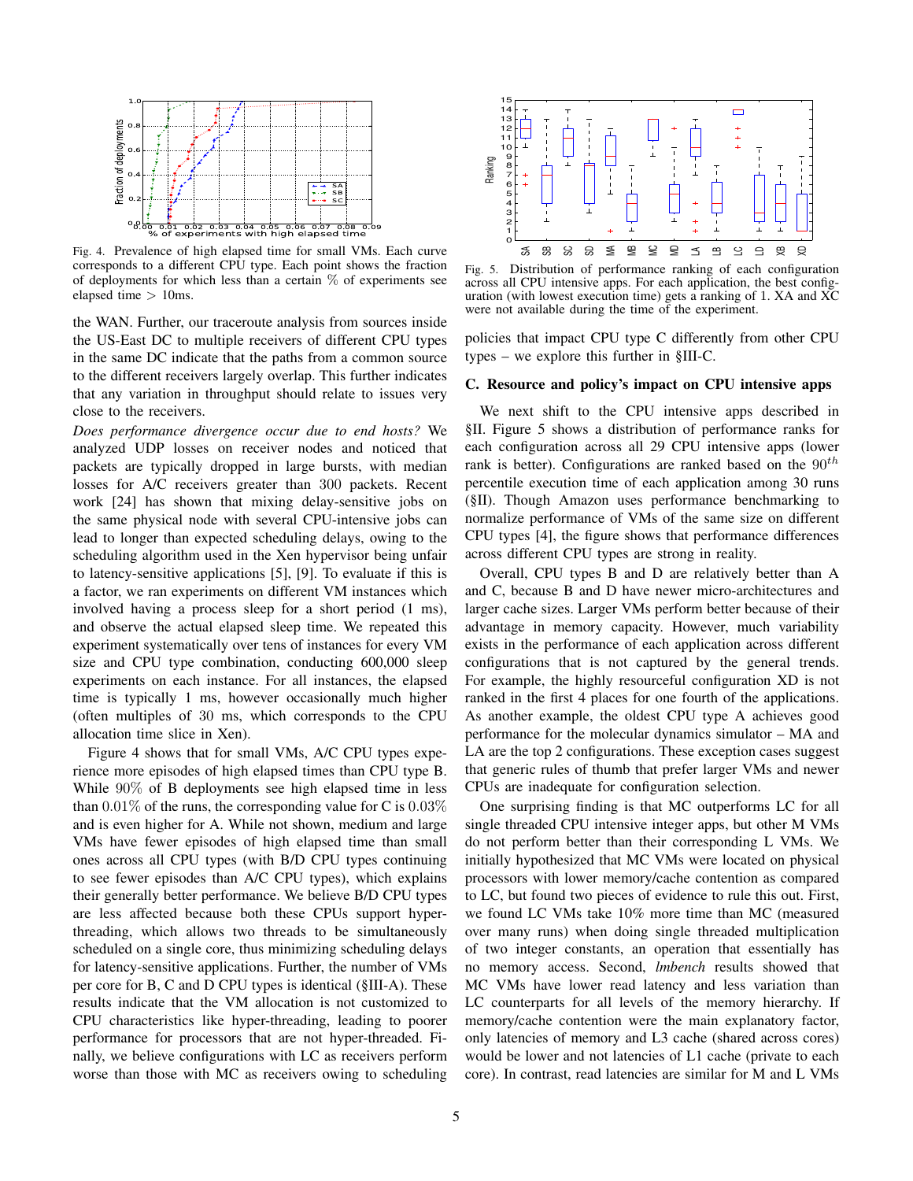Fig. 4. Prevalence of high elapsed time for small VMs. Each curve corresponds to a different CPU type. Each point shows the fraction of deployments for which less than a certain % of experiments see elapsed time > 10ms.

the WAN. Further, our traceroute analysis from sources inside the US-East DC to multiple receivers of different CPU types in the same DC indicate that the paths from a common source to the different receivers largely overlap. This further indicates that any variation in throughput should relate to issues very close to the receivers.

*Does performance divergence occur due to end hosts?* We analyzed UDP losses on receiver nodes and noticed that packets are typically dropped in large bursts, with median losses for A/C receivers greater than 300 packets. Recent work [24] has shown that mixing delay-sensitive jobs on the same physical node with several CPU-intensive jobs can lead to longer than expected scheduling delays, owing to the scheduling algorithm used in the Xen hypervisor being unfair to latency-sensitive applications [5], [9]. To evaluate if this is a factor, we ran experiments on different VM instances which involved having a process sleep for a short period (1 ms), and observe the actual elapsed sleep time. We repeated this experiment systematically over tens of instances for every VM size and CPU type combination, conducting 600,000 sleep experiments on each instance. For all instances, the elapsed time is typically 1 ms, however occasionally much higher (often multiples of 30 ms, which corresponds to the CPU allocation time slice in Xen).

Figure 4 shows that for small VMs, A/C CPU types experience more episodes of high elapsed times than CPU type B. While 90% of B deployments see high elapsed time in less than 0.01% of the runs, the corresponding value for C is 0.03% and is even higher for A. While not shown, medium and large VMs have fewer episodes of high elapsed time than small ones across all CPU types (with B/D CPU types continuing to see fewer episodes than A/C CPU types), which explains their generally better performance. We believe B/D CPU types are less affected because both these CPUs support hyper-threading, which allows two threads to be simultaneously scheduled on a single core, thus minimizing scheduling delays for latency-sensitive applications. Further, the number of VMs per core for B, C and D CPU types is identical (§III-A). These results indicate that the VM allocation is not customized to CPU characteristics like hyper-threading, leading to poorer performance for processors that are not hyper-threaded. Finally, we believe configurations with LC as receivers perform worse than those with MC as receivers owing to scheduling policies that impact CPU type C differently from other CPU types – we explore this further in §III-C.

Fig. 5. Distribution of performance ranking of each configuration across all CPU intensive apps. For each application, the best configuration (with lowest execution time) gets a ranking of 1. XA and XC were not available during the time of the experiment.

### C. Resource and policy's impact on CPU intensive apps

We next shift to the CPU intensive apps described in §II. Figure 5 shows a distribution of performance ranks for each configuration across all 29 CPU intensive apps (lower rank is better). Configurations are ranked based on the $90^{th}$ percentile execution time of each application among 30 runs (§II). Though Amazon uses performance benchmarking to normalize performance of VMs of the same size on different CPU types [4], the figure shows that performance differences across different CPU types are strong in reality.

Overall, CPU types B and D are relatively better than A and C, because B and D have newer micro-architectures and larger cache sizes. Larger VMs perform better because of their advantage in memory capacity. However, much variability exists in the performance of each application across different configurations that is not captured by the general trends. For example, the highly resourceful configuration XD is not ranked in the first 4 places for one fourth of the applications. As another example, the oldest CPU type A achieves good performance for the molecular dynamics simulator – MA and LA are the top 2 configurations. These exception cases suggest that generic rules of thumb that prefer larger VMs and newer CPUs are inadequate for configuration selection.

One surprising finding is that MC outperforms LC for all single threaded CPU intensive integer apps, but other M VMs do not perform better than their corresponding L VMs. We initially hypothesized that MC VMs were located on physical processors with lower memory/cache contention as compared to LC, but found two pieces of evidence to rule this out. First, we found LC VMs take 10% more time than MC (measured over many runs) when doing single threaded multiplication of two integer constants, an operation that essentially has no memory access. Second, *lmbench* results showed that MC VMs have lower read latency and less variation than LC counterparts for all levels of the memory hierarchy. If memory/cache contention were the main explanatory factor, only latencies of memory and L3 cache (shared across cores) would be lower and not latencies of L1 cache (private to each core). In contrast, read latencies are similar for M and L VMs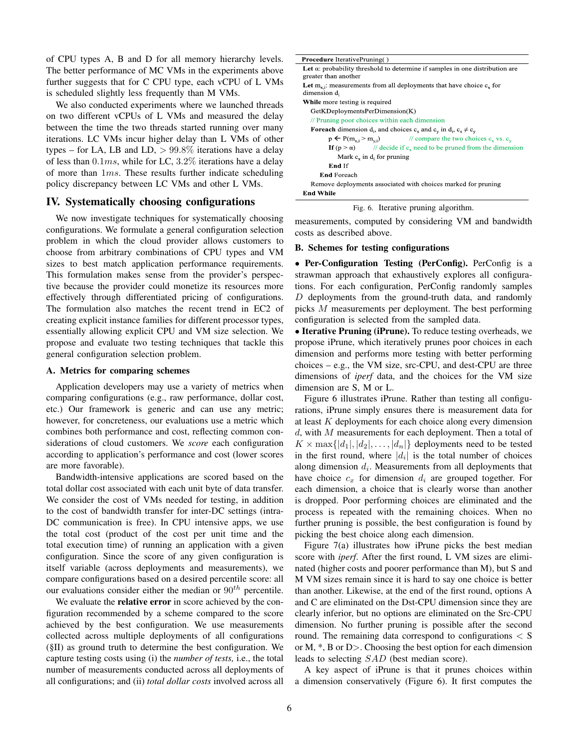of CPU types A, B and D for all memory hierarchy levels. The better performance of MC VMs in the experiments above further suggests that for C CPU type, each vCPU of L VMs is scheduled slightly less frequently than M VMs.

We also conducted experiments where we launched threads on two different vCPUs of L VMs and measured the delay between the time the two threads started running over many iterations. LC VMs incur higher delay than L VMs of other types – for LA, LB and LD, $> 99.8\%$ iterations have a delay of less than $0.1ms$, while for LC, $3.2\%$ iterations have a delay of more than $1ms$. These results further indicate scheduling policy discrepancy between LC VMs and other L VMs.

## IV. Systematically choosing configurations

We now investigate techniques for systematically choosing configurations. We formulate a general configuration selection problem in which the cloud provider allows customers to choose from arbitrary combinations of CPU types and VM sizes to best match application performance requirements. This formulation makes sense from the provider's perspective because the provider could monetize its resources more effectively through differentiated pricing of configurations. The formulation also matches the recent trend in EC2 of creating explicit instance families for different processor types, essentially allowing explicit CPU and VM size selection. We propose and evaluate two testing techniques that tackle this general configuration selection problem.

### A. Metrics for comparing schemes

Application developers may use a variety of metrics when comparing configurations (e.g., raw performance, dollar cost, etc.) Our framework is generic and can use any metric; however, for concreteness, our evaluations use a metric which combines both performance and cost, reflecting common considerations of cloud customers. We *score* each configuration according to application's performance and cost (lower scores are more favorable).

Bandwidth-intensive applications are scored based on the total dollar cost associated with each unit byte of data transfer. We consider the cost of VMs needed for testing, in addition to the cost of bandwidth transfer for inter-DC settings (intra-DC communication is free). In CPU intensive apps, we use the total cost (product of the cost per unit time and the total execution time) of running an application with a given configuration. Since the score of any given configuration is itself variable (across deployments and measurements), we compare configurations based on a desired percentile score: all our evaluations consider either the median or $90^{th}$ percentile.

We evaluate the **relative error** in score achieved by the configuration recommended by a scheme compared to the score achieved by the best configuration. We use measurements collected across multiple deployments of all configurations (§II) as ground truth to determine the best configuration. We capture testing costs using (i) the *number of tests,* i.e., the total number of measurements conducted across all deployments of all configurations; and (ii) *total dollar costs* involved across all measurements, computed by considering VM and bandwidth costs as described above.

```
Procedure IterativePruning( )
Let α: probability threshold to determine if samples in one distribution are
greater than another
Let m_x,i: measurements from all deployments that have choice c_x for
dimension d_i
While more testing is required
    GetKDeploymentsPerDimension(K)
    // Pruning poor choices within each dimension
    Foreach dimension d_i, and choices c_x and c_y in d_i, c_x ≠ c_y
        p ← P(m_x,i > m_y,i)        // compare the two choices c_x vs. c_y
        If (p > α)      // decide if c_x need to be pruned from the dimension
            Mark c_x in d_i for pruning
        End If
    End Foreach
    Remove deployments associated with choices marked for pruning
End While
```

Fig. 6. Iterative pruning algorithm.

### B. Schemes for testing configurations

• **Per-Configuration Testing (PerConfig).** PerConfig is a strawman approach that exhaustively explores all configurations. For each configuration, PerConfig randomly samples $D$ deployments from the ground-truth data, and randomly picks $M$ measurements per deployment. The best performing configuration is selected from the sampled data.

• **Iterative Pruning (iPrune).** To reduce testing overheads, we propose iPrune, which iteratively prunes poor choices in each dimension and performs more testing with better performing choices – e.g., the VM size, src-CPU, and dest-CPU are three dimensions of *iperf* data, and the choices for the VM size dimension are S, M or L.

Figure 6 illustrates iPrune. Rather than testing all configurations, iPrune simply ensures there is measurement data for at least $K$ deployments for each choice along every dimension $d$, with $M$ measurements for each deployment. Then a total of $K \times \max\{|d_1|, |d_2|, \ldots, |d_n|\}$ deployments need to be tested in the first round, where $|d_i|$ is the total number of choices along dimension $d_i$. Measurements from all deployments that have choice $c_x$ for dimension $d_i$ are grouped together. For each dimension, a choice that is clearly worse than another is dropped. Poor performing choices are eliminated and the process is repeated with the remaining choices. When no further pruning is possible, the best configuration is found by picking the best choice along each dimension.

Figure 7(a) illustrates how iPrune picks the best median score with *iperf*. After the first round, L VM sizes are eliminated (higher costs and poorer performance than M), but S and M VM sizes remain since it is hard to say one choice is better than another. Likewise, at the end of the first round, options A and C are eliminated on the Dst-CPU dimension since they are clearly inferior, but no options are eliminated on the Src-CPU dimension. No further pruning is possible after the second round. The remaining data correspond to configurations < S or M, *, B or D>. Choosing the best option for each dimension leads to selecting $SAD$ (best median score).

A key aspect of iPrune is that it prunes choices within a dimension conservatively (Figure 6). It first computes the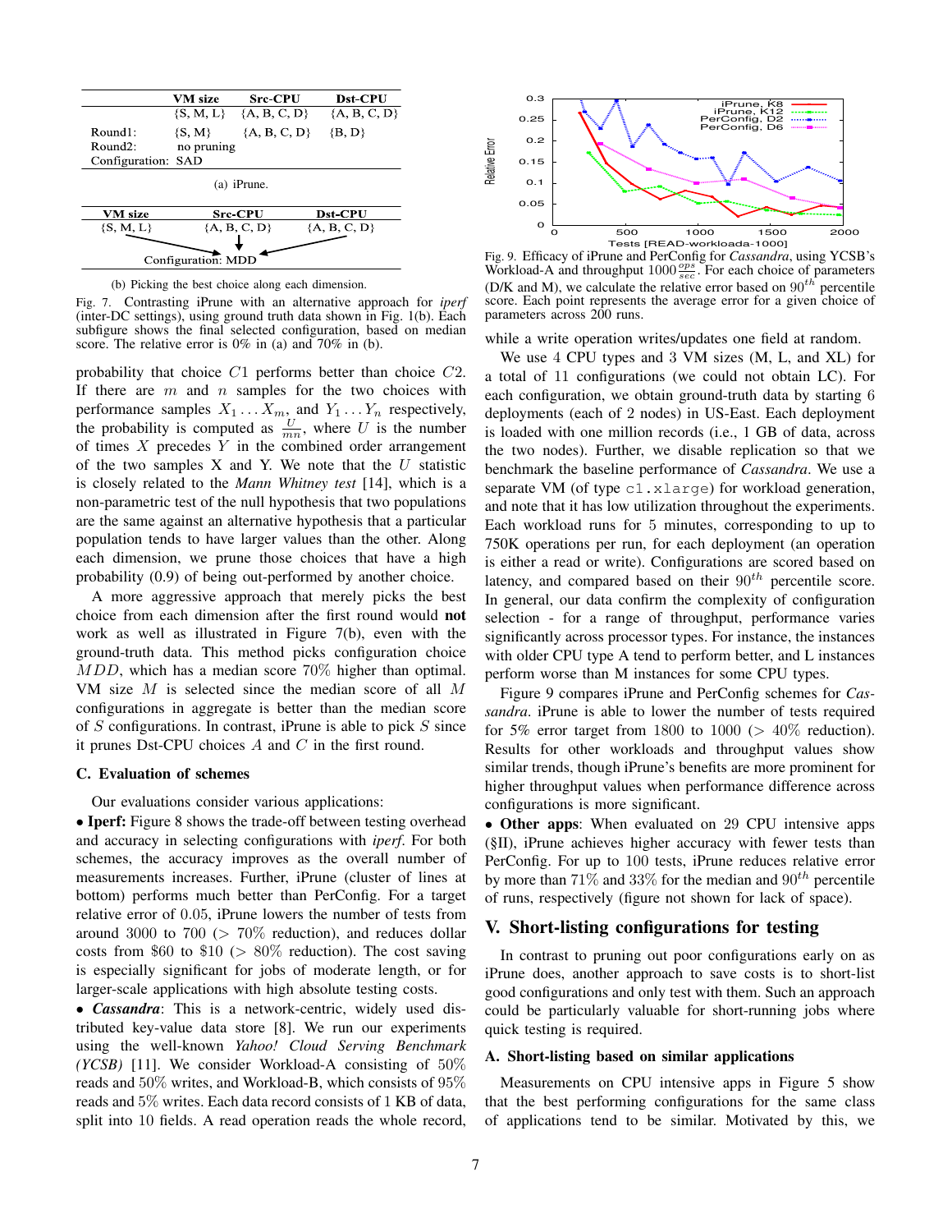|  | VM size | Src-CPU | Dst-CPU |
|---|---|---|---|
|  | {S, M, L} | {A, B, C, D} | {A, B, C, D} |
| Round1: | {S, M} | {A, B, C, D} | {B, D} |
| Round2: | no pruning |  |  |
| Configuration: | SAD |  |  |

(a) iPrune.

| VM size | Src-CPU | Dst-CPU |
|---|---|---|
| {S, M, L} | {A, B, C, D} | {A, B, C, D} |
|  | Configuration: MDD |  |

(b) Picking the best choice along each dimension.

Fig. 7. Contrasting iPrune with an alternative approach for *iperf* (inter-DC settings), using ground truth data shown in Fig. 1(b). Each subfigure shows the final selected configuration, based on median score. The relative error is 0% in (a) and 70% in (b).

probability that choice $C1$ performs better than choice $C2$. If there are $m$ and $n$ samples for the two choices with performance samples $X_1 \dots X_m$, and $Y_1 \dots Y_n$ respectively, the probability is computed as $\frac{U}{mn}$, where $U$ is the number of times $X$ precedes $Y$ in the combined order arrangement of the two samples X and Y. We note that the $U$ statistic is closely related to the *Mann Whitney test* [14], which is a non-parametric test of the null hypothesis that two populations are the same against an alternative hypothesis that a particular population tends to have larger values than the other. Along each dimension, we prune those choices that have a high probability (0.9) of being out-performed by another choice.

A more aggressive approach that merely picks the best choice from each dimension after the first round would **not** work as well as illustrated in Figure 7(b), even with the ground-truth data. This method picks configuration choice $MDD$, which has a median score 70% higher than optimal. VM size $M$ is selected since the median score of all $M$ configurations in aggregate is better than the median score of $S$ configurations. In contrast, iPrune is able to pick $S$ since it prunes Dst-CPU choices $A$ and $C$ in the first round.

### C. Evaluation of schemes

Our evaluations consider various applications:

• **Iperf:** Figure 8 shows the trade-off between testing overhead and accuracy in selecting configurations with *iperf*. For both schemes, the accuracy improves as the overall number of measurements increases. Further, iPrune (cluster of lines at bottom) performs much better than PerConfig. For a target relative error of 0.05, iPrune lowers the number of tests from around 3000 to 700 ($>70\%$ reduction), and reduces dollar costs from \$60 to \$10 ($>80\%$ reduction). The cost saving is especially significant for jobs of moderate length, or for larger-scale applications with high absolute testing costs.

• ***Cassandra***: This is a network-centric, widely used distributed key-value data store [8]. We run our experiments using the well-known *Yahoo! Cloud Serving Benchmark (YCSB)* [11]. We consider Workload-A consisting of 50% reads and 50% writes, and Workload-B, which consists of 95% reads and 5% writes. Each data record consists of 1 KB of data, split into 10 fields. A read operation reads the whole record, while a write operation writes/updates one field at random.

Fig. 9. Efficacy of iPrune and PerConfig for *Cassandra*, using YCSB's Workload-A and throughput $1000\frac{ops}{sec}$. For each choice of parameters (D/K and M), we calculate the relative error based on $90^{th}$ percentile score. Each point represents the average error for a given choice of parameters across 200 runs.

We use 4 CPU types and 3 VM sizes (M, L, and XL) for a total of 11 configurations (we could not obtain LC). For each configuration, we obtain ground-truth data by starting 6 deployments (each of 2 nodes) in US-East. Each deployment is loaded with one million records (i.e., 1 GB of data, across the two nodes). Further, we disable replication so that we benchmark the baseline performance of *Cassandra*. We use a separate VM (of type `c1.xlarge`) for workload generation, and note that it has low utilization throughout the experiments. Each workload runs for 5 minutes, corresponding to up to 750K operations per run, for each deployment (an operation is either a read or write). Configurations are scored based on latency, and compared based on their $90^{th}$ percentile score. In general, our data confirm the complexity of configuration selection - for a range of throughput, performance varies significantly across processor types. For instance, the instances with older CPU type A tend to perform better, and L instances perform worse than M instances for some CPU types.

Figure 9 compares iPrune and PerConfig schemes for *Cassandra*. iPrune is able to lower the number of tests required for 5% error target from 1800 to 1000 ($>40\%$ reduction). Results for other workloads and throughput values show similar trends, though iPrune's benefits are more prominent for higher throughput values when performance difference across configurations is more significant.

• **Other apps**: When evaluated on 29 CPU intensive apps (§II), iPrune achieves higher accuracy with fewer tests than PerConfig. For up to 100 tests, iPrune reduces relative error by more than 71% and 33% for the median and $90^{th}$ percentile of runs, respectively (figure not shown for lack of space).

## V. Short-listing configurations for testing

In contrast to pruning out poor configurations early on as iPrune does, another approach to save costs is to short-list good configurations and only test with them. Such an approach could be particularly valuable for short-running jobs where quick testing is required.

### A. Short-listing based on similar applications

Measurements on CPU intensive apps in Figure 5 show that the best performing configurations for the same class of applications tend to be similar. Motivated by this, we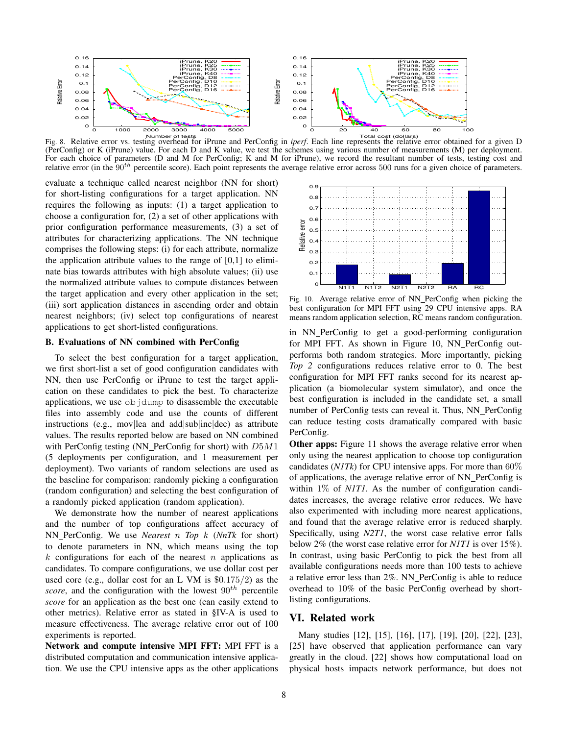Fig. 8. Relative error vs. testing overhead for iPrune and PerConfig in *iperf*. Each line represents the relative error obtained for a given D (PerConfig) or K (iPrune) value. For each D and K value, we test the schemes using various number of measurements (M) per deployment. For each choice of parameters (D and M for PerConfig; K and M for iPrune), we record the resultant number of tests, testing cost and relative error (in the $90^{th}$ percentile score). Each point represents the average relative error across 500 runs for a given choice of parameters.

evaluate a technique called nearest neighbor (NN for short) for short-listing configurations for a target application. NN requires the following as inputs: (1) a target application to choose a configuration for, (2) a set of other applications with prior configuration performance measurements, (3) a set of attributes for characterizing applications. The NN technique comprises the following steps: (i) for each attribute, normalize the application attribute values to the range of [0,1] to eliminate bias towards attributes with high absolute values; (ii) use the normalized attribute values to compute distances between the target application and every other application in the set; (iii) sort application distances in ascending order and obtain nearest neighbors; (iv) select top configurations of nearest applications to get short-listed configurations.

### B. Evaluations of NN combined with PerConfig

To select the best configuration for a target application, we first short-list a set of good configuration candidates with NN, then use PerConfig or iPrune to test the target application on these candidates to pick the best. To characterize applications, we use `objdump` to disassemble the executable files into assembly code and use the counts of different instructions (e.g., mov|lea and add|sub|inc|dec) as attribute values. The results reported below are based on NN combined with PerConfig testing (NN_PerConfig for short) with $D5M1$ (5 deployments per configuration, and 1 measurement per deployment). Two variants of random selections are used as the baseline for comparison: randomly picking a configuration (random configuration) and selecting the best configuration of a randomly picked application (random application).

We demonstrate how the number of nearest applications and the number of top configurations affect accuracy of NN_PerConfig. We use *Nearest* $n$ *Top* $k$ (*NnTk* for short) to denote parameters in NN, which means using the top $k$ configurations for each of the nearest $n$ applications as candidates. To compare configurations, we use dollar cost per used core (e.g., dollar cost for an L VM is $\$0.175/2$) as the *score*, and the configuration with the lowest $90^{th}$ percentile *score* for an application as the best one (can easily extend to other metrics). Relative error as stated in §IV-A is used to measure effectiveness. The average relative error out of 100 experiments is reported.

**Network and compute intensive MPI FFT:** MPI FFT is a distributed computation and communication intensive application. We use the CPU intensive apps as the other applications in NN_PerConfig to get a good-performing configuration for MPI FFT. As shown in Figure 10, NN_PerConfig outperforms both random strategies. More importantly, picking *Top 2* configurations reduces relative error to 0. The best configuration for MPI FFT ranks second for its nearest application (a biomolecular system simulator), and once the best configuration is included in the candidate set, a small number of PerConfig tests can reveal it. Thus, NN_PerConfig can reduce testing costs dramatically compared with basic PerConfig.

Fig. 10. Average relative error of NN_PerConfig when picking the best configuration for MPI FFT using 29 CPU intensive apps. RA means random application selection, RC means random configuration.

**Other apps:** Figure 11 shows the average relative error when only using the nearest application to choose top configuration candidates (*N1Tk*) for CPU intensive apps. For more than 60% of applications, the average relative error of NN_PerConfig is within 1% of *N1T1*. As the number of configuration candidates increases, the average relative error reduces. We have also experimented with including more nearest applications, and found that the average relative error is reduced sharply. Specifically, using *N2T1*, the worst case relative error falls below 2% (the worst case relative error for *N1T1* is over 15%). In contrast, using basic PerConfig to pick the best from all available configurations needs more than 100 tests to achieve a relative error less than 2%. NN_PerConfig is able to reduce overhead to 10% of the basic PerConfig overhead by short-listing configurations.

## VI. Related work

Many studies [12], [15], [16], [17], [19], [20], [22], [23], [25] have observed that application performance can vary greatly in the cloud. [22] shows how computational load on physical hosts impacts network performance, but does not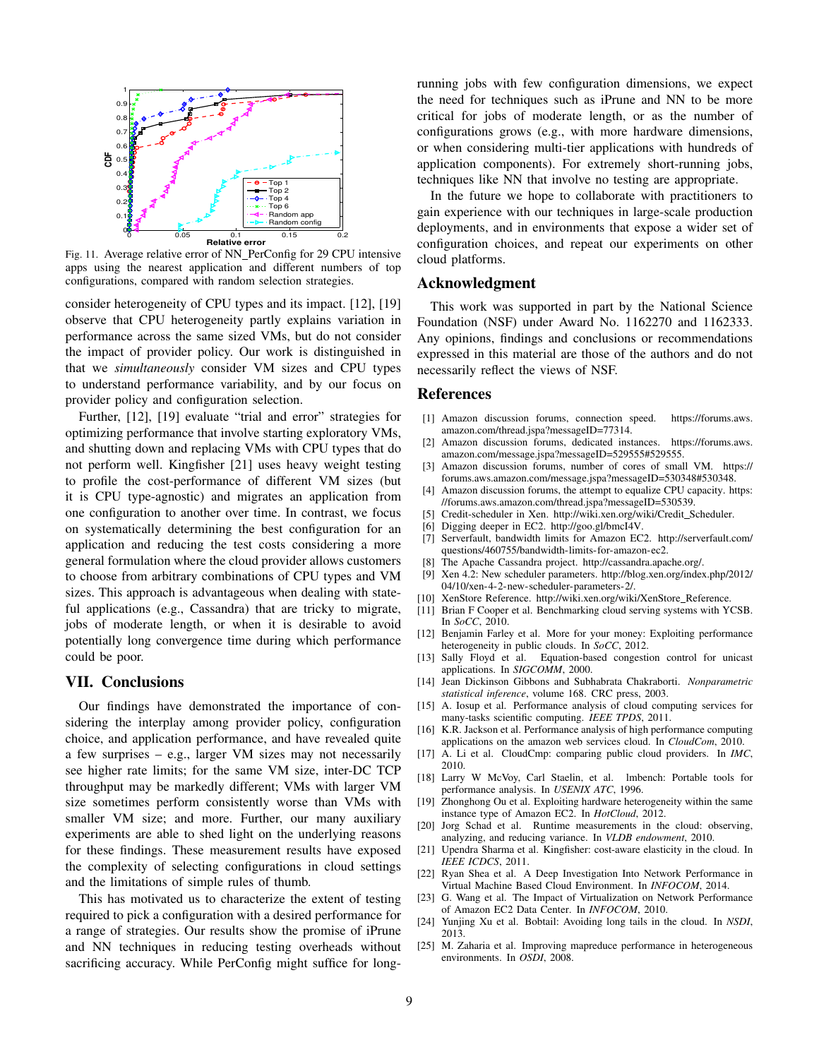1
0.9
0.8
0.7
0.6
0.5
0.4
0.3
0.2
0.1
0
CDF
0
0.05
0.1
0.15
0.2
Relative error
Top 1
Top 2
Top 4
Top 6
Random app
Random config

Fig. 11. Average relative error of NN_PerConfig for 29 CPU intensive apps using the nearest application and different numbers of top configurations, compared with random selection strategies.

consider heterogeneity of CPU types and its impact. [12], [19] observe that CPU heterogeneity partly explains variation in performance across the same sized VMs, but do not consider the impact of provider policy. Our work is distinguished in that we *simultaneously* consider VM sizes and CPU types to understand performance variability, and by our focus on provider policy and configuration selection.

Further, [12], [19] evaluate "trial and error" strategies for optimizing performance that involve starting exploratory VMs, and shutting down and replacing VMs with CPU types that do not perform well. Kingfisher [21] uses heavy weight testing to profile the cost-performance of different VM sizes (but it is CPU type-agnostic) and migrates an application from one configuration to another over time. In contrast, we focus on systematically determining the best configuration for an application and reducing the test costs considering a more general formulation where the cloud provider allows customers to choose from arbitrary combinations of CPU types and VM sizes. This approach is advantageous when dealing with stateful applications (e.g., Cassandra) that are tricky to migrate, jobs of moderate length, or when it is desirable to avoid potentially long convergence time during which performance could be poor.

## VII. Conclusions

Our findings have demonstrated the importance of considering the interplay among provider policy, configuration choice, and application performance, and have revealed quite a few surprises – e.g., larger VM sizes may not necessarily see higher rate limits; for the same VM size, inter-DC TCP throughput may be markedly different; VMs with larger VM size sometimes perform consistently worse than VMs with smaller VM size; and more. Further, our many auxiliary experiments are able to shed light on the underlying reasons for these findings. These measurement results have exposed the complexity of selecting configurations in cloud settings and the limitations of simple rules of thumb.

This has motivated us to characterize the extent of testing required to pick a configuration with a desired performance for a range of strategies. Our results show the promise of iPrune and NN techniques in reducing testing overheads without sacrificing accuracy. While PerConfig might suffice for long-running jobs with few configuration dimensions, we expect the need for techniques such as iPrune and NN to be more critical for jobs of moderate length, or as the number of configurations grows (e.g., with more hardware dimensions, or when considering multi-tier applications with hundreds of application components). For extremely short-running jobs, techniques like NN that involve no testing are appropriate.

In the future we hope to collaborate with practitioners to gain experience with our techniques in large-scale production deployments, and in environments that expose a wider set of configuration choices, and repeat our experiments on other cloud platforms.

## Acknowledgment

This work was supported in part by the National Science Foundation (NSF) under Award No. 1162270 and 1162333. Any opinions, findings and conclusions or recommendations expressed in this material are those of the authors and do not necessarily reflect the views of NSF.

## References

- [1] Amazon discussion forums, connection speed. https://forums.aws.amazon.com/thread.jspa?messageID=77314.
- [2] Amazon discussion forums, dedicated instances. https://forums.aws.amazon.com/message.jspa?messageID=529555#529555.
- [3] Amazon discussion forums, number of cores of small VM. https://forums.aws.amazon.com/message.jspa?messageID=530348#530348.
- [4] Amazon discussion forums, the attempt to equalize CPU capacity. https://forums.aws.amazon.com/thread.jspa?messageID=530539.
- [5] Credit-scheduler in Xen. http://wiki.xen.org/wiki/Credit_Scheduler.
- [6] Digging deeper in EC2. http://goo.gl/bmcI4V.
- [7] Serverfault, bandwidth limits for Amazon EC2. http://serverfault.com/questions/460755/bandwidth-limits-for-amazon-ec2.
- [8] The Apache Cassandra project. http://cassandra.apache.org/.
- [9] Xen 4.2: New scheduler parameters. http://blog.xen.org/index.php/2012/04/10/xen-4-2-new-scheduler-parameters-2/.
- [10] XenStore Reference. http://wiki.xen.org/wiki/XenStore_Reference.
- [11] Brian F Cooper et al. Benchmarking cloud serving systems with YCSB. In *SoCC*, 2010.
- [12] Benjamin Farley et al. More for your money: Exploiting performance heterogeneity in public clouds. In *SoCC*, 2012.
- [13] Sally Floyd et al. Equation-based congestion control for unicast applications. In *SIGCOMM*, 2000.
- [14] Jean Dickinson Gibbons and Subhabrata Chakraborti. *Nonparametric statistical inference*, volume 168. CRC press, 2003.
- [15] A. Iosup et al. Performance analysis of cloud computing services for many-tasks scientific computing. *IEEE TPDS*, 2011.
- [16] K.R. Jackson et al. Performance analysis of high performance computing applications on the amazon web services cloud. In *CloudCom*, 2010.
- [17] A. Li et al. CloudCmp: comparing public cloud providers. In *IMC*, 2010.
- [18] Larry W McVoy, Carl Staelin, et al. lmbench: Portable tools for performance analysis. In *USENIX ATC*, 1996.
- [19] Zhonghong Ou et al. Exploiting hardware heterogeneity within the same instance type of Amazon EC2. In *HotCloud*, 2012.
- [20] Jorg Schad et al. Runtime measurements in the cloud: observing, analyzing, and reducing variance. In *VLDB endowment*, 2010.
- [21] Upendra Sharma et al. Kingfisher: cost-aware elasticity in the cloud. In *IEEE ICDCS*, 2011.
- [22] Ryan Shea et al. A Deep Investigation Into Network Performance in Virtual Machine Based Cloud Environment. In *INFOCOM*, 2014.
- [23] G. Wang et al. The Impact of Virtualization on Network Performance of Amazon EC2 Data Center. In *INFOCOM*, 2010.
- [24] Yunjing Xu et al. Bobtail: Avoiding long tails in the cloud. In *NSDI*, 2013.
- [25] M. Zaharia et al. Improving mapreduce performance in heterogeneous environments. In *OSDI*, 2008.